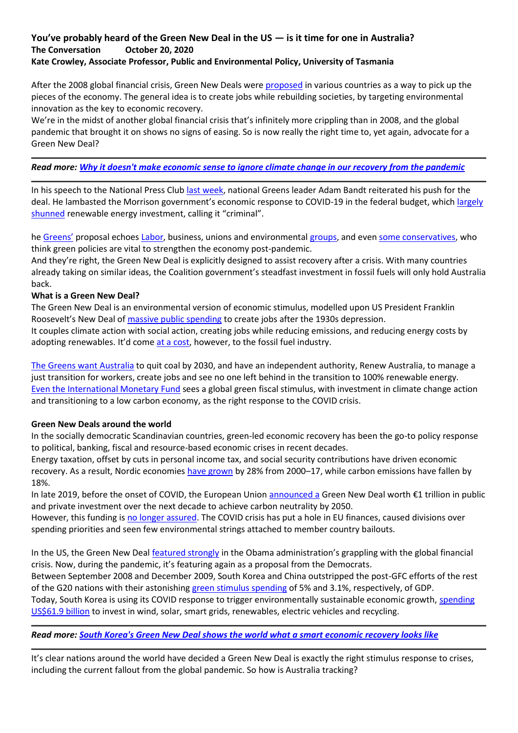**You've probably heard of the Green New Deal in the US — is it time for one in Australia?**
**The Conversation October 20, 2020**
**Kate Crowley, Associate Professor, Public and Environmental Policy, University of Tasmania**

After the 2008 global financial crisis, Green New Deals were proposed in various countries as a way to pick up the pieces of the economy. The general idea is to create jobs while rebuilding societies, by targeting environmental innovation as the key to economic recovery.
We're in the midst of another global financial crisis that's infinitely more crippling than in 2008, and the global pandemic that brought it on shows no signs of easing. So is now really the right time to, yet again, advocate for a Green New Deal?

---

***Read more: Why it doesn't make economic sense to ignore climate change in our recovery from the pandemic***

---

In his speech to the National Press Club last week, national Greens leader Adam Bandt reiterated his push for the deal. He lambasted the Morrison government's economic response to COVID-19 in the federal budget, which largely shunned renewable energy investment, calling it "criminal".

he Greens' proposal echoes Labor, business, unions and environmental groups, and even some conservatives, who think green policies are vital to strengthen the economy post-pandemic.
And they're right, the Green New Deal is explicitly designed to assist recovery after a crisis. With many countries already taking on similar ideas, the Coalition government's steadfast investment in fossil fuels will only hold Australia back.

**What is a Green New Deal?**

The Green New Deal is an environmental version of economic stimulus, modelled upon US President Franklin Roosevelt's New Deal of massive public spending to create jobs after the 1930s depression.
It couples climate action with social action, creating jobs while reducing emissions, and reducing energy costs by adopting renewables. It'd come at a cost, however, to the fossil fuel industry.

The Greens want Australia to quit coal by 2030, and have an independent authority, Renew Australia, to manage a just transition for workers, create jobs and see no one left behind in the transition to 100% renewable energy.
Even the International Monetary Fund sees a global green fiscal stimulus, with investment in climate change action and transitioning to a low carbon economy, as the right response to the COVID crisis.

**Green New Deals around the world**

In the socially democratic Scandinavian countries, green-led economic recovery has been the go-to policy response to political, banking, fiscal and resource-based economic crises in recent decades.
Energy taxation, offset by cuts in personal income tax, and social security contributions have driven economic recovery. As a result, Nordic economies have grown by 28% from 2000–17, while carbon emissions have fallen by 18%.
In late 2019, before the onset of COVID, the European Union announced a Green New Deal worth €1 trillion in public and private investment over the next decade to achieve carbon neutrality by 2050.
However, this funding is no longer assured. The COVID crisis has put a hole in EU finances, caused divisions over spending priorities and seen few environmental strings attached to member country bailouts.

In the US, the Green New Deal featured strongly in the Obama administration's grappling with the global financial crisis. Now, during the pandemic, it's featuring again as a proposal from the Democrats.
Between September 2008 and December 2009, South Korea and China outstripped the post-GFC efforts of the rest of the G20 nations with their astonishing green stimulus spending of 5% and 3.1%, respectively, of GDP.
Today, South Korea is using its COVID response to trigger environmentally sustainable economic growth, spending US$61.9 billion to invest in wind, solar, smart grids, renewables, electric vehicles and recycling.

---

***Read more: South Korea's Green New Deal shows the world what a smart economic recovery looks like***

---

It's clear nations around the world have decided a Green New Deal is exactly the right stimulus response to crises, including the current fallout from the global pandemic. So how is Australia tracking?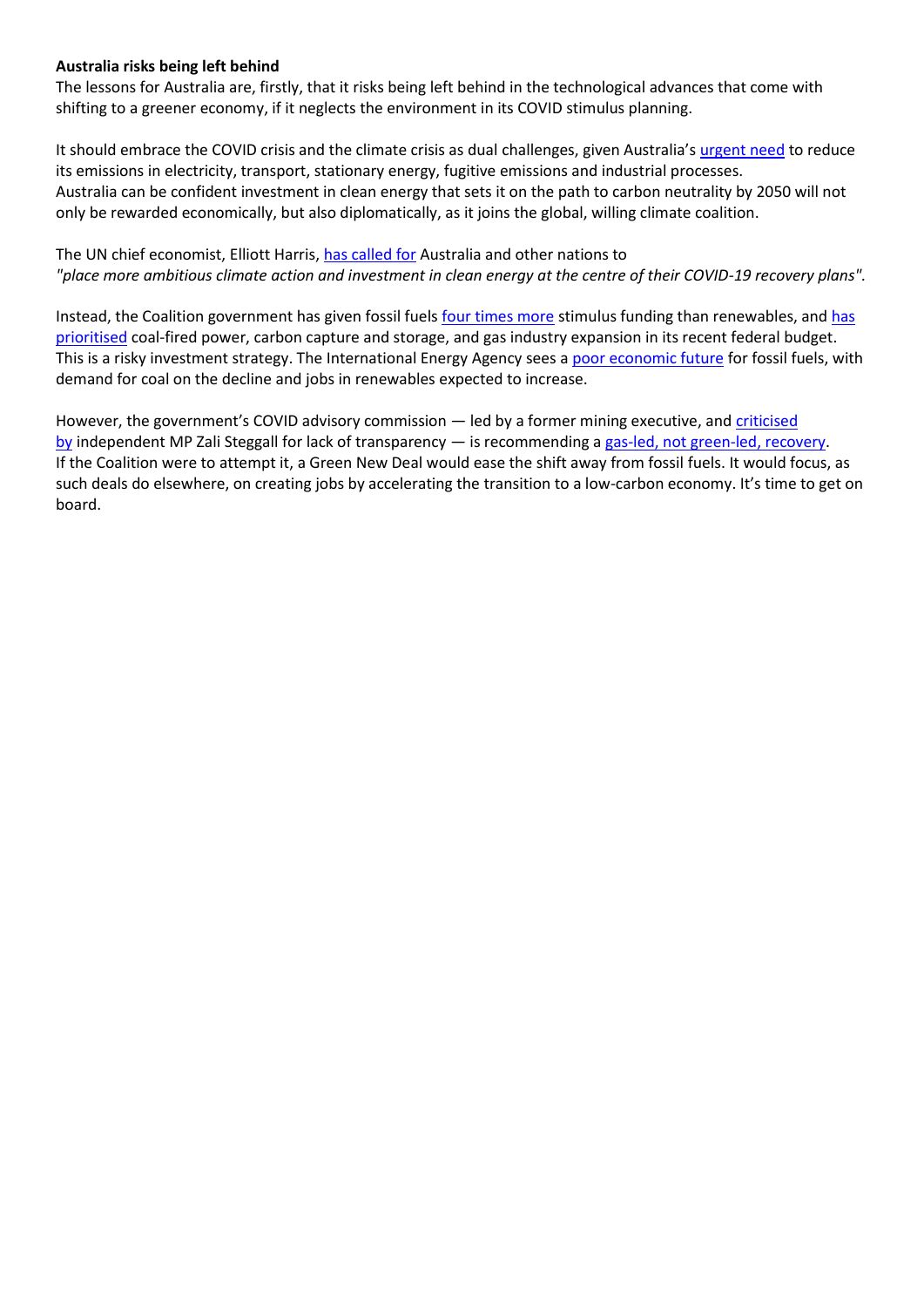**Australia risks being left behind**

The lessons for Australia are, firstly, that it risks being left behind in the technological advances that come with shifting to a greener economy, if it neglects the environment in its COVID stimulus planning.

It should embrace the COVID crisis and the climate crisis as dual challenges, given Australia's urgent need to reduce its emissions in electricity, transport, stationary energy, fugitive emissions and industrial processes.
Australia can be confident investment in clean energy that sets it on the path to carbon neutrality by 2050 will not only be rewarded economically, but also diplomatically, as it joins the global, willing climate coalition.

The UN chief economist, Elliott Harris, has called for Australia and other nations to
*"place more ambitious climate action and investment in clean energy at the centre of their COVID-19 recovery plans".*

Instead, the Coalition government has given fossil fuels four times more stimulus funding than renewables, and has prioritised coal-fired power, carbon capture and storage, and gas industry expansion in its recent federal budget.
This is a risky investment strategy. The International Energy Agency sees a poor economic future for fossil fuels, with demand for coal on the decline and jobs in renewables expected to increase.

However, the government's COVID advisory commission — led by a former mining executive, and criticised by independent MP Zali Steggall for lack of transparency — is recommending a gas-led, not green-led, recovery.
If the Coalition were to attempt it, a Green New Deal would ease the shift away from fossil fuels. It would focus, as such deals do elsewhere, on creating jobs by accelerating the transition to a low-carbon economy. It's time to get on board.